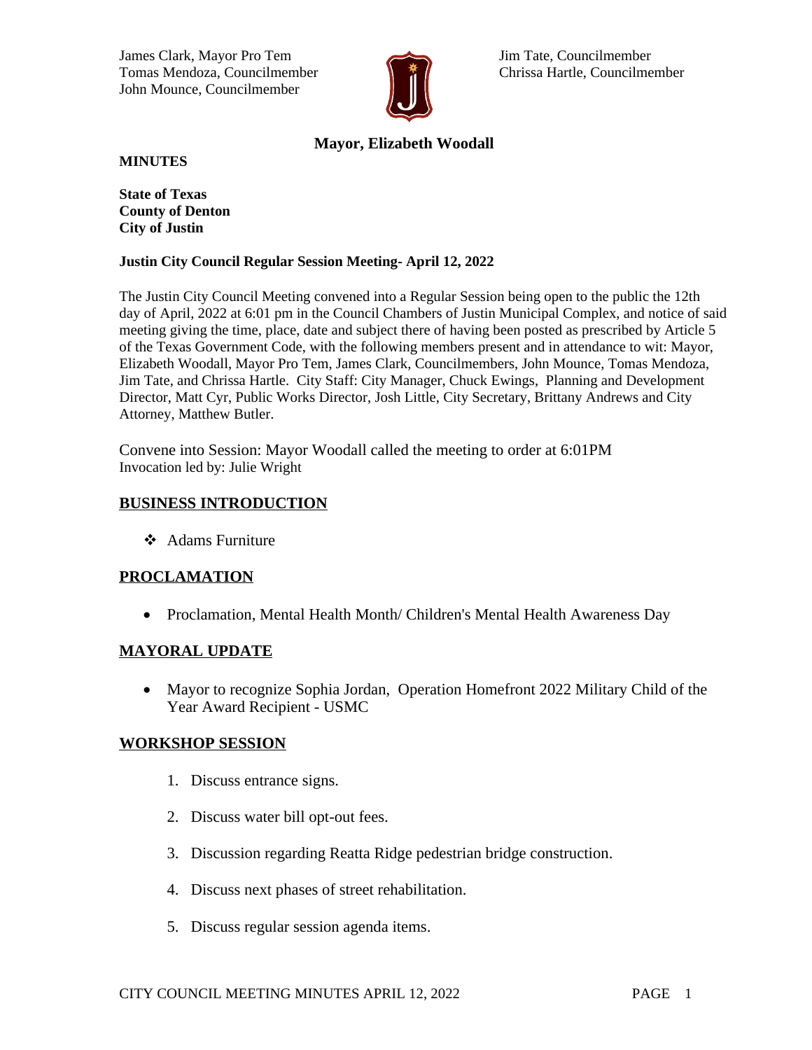James Clark, Mayor Pro Tem
Tomas Mendoza, Councilmember
John Mounce, Councilmember

Jim Tate, Councilmember
Chrissa Hartle, Councilmember

**Mayor, Elizabeth Woodall**

**MINUTES**

**State of Texas**
**County of Denton**
**City of Justin**

**Justin City Council Regular Session Meeting- April 12, 2022**

The Justin City Council Meeting convened into a Regular Session being open to the public the 12th day of April, 2022 at 6:01 pm in the Council Chambers of Justin Municipal Complex, and notice of said meeting giving the time, place, date and subject there of having been posted as prescribed by Article 5 of the Texas Government Code, with the following members present and in attendance to wit: Mayor, Elizabeth Woodall, Mayor Pro Tem, James Clark, Councilmembers, John Mounce, Tomas Mendoza, Jim Tate, and Chrissa Hartle. City Staff: City Manager, Chuck Ewings, Planning and Development Director, Matt Cyr, Public Works Director, Josh Little, City Secretary, Brittany Andrews and City Attorney, Matthew Butler.

Convene into Session: Mayor Woodall called the meeting to order at 6:01PM
Invocation led by: Julie Wright

## BUSINESS INTRODUCTION

- Adams Furniture

## PROCLAMATION

- Proclamation, Mental Health Month/ Children's Mental Health Awareness Day

## MAYORAL UPDATE

- Mayor to recognize Sophia Jordan, Operation Homefront 2022 Military Child of the Year Award Recipient - USMC

## WORKSHOP SESSION

1. Discuss entrance signs.
2. Discuss water bill opt-out fees.
3. Discussion regarding Reatta Ridge pedestrian bridge construction.
4. Discuss next phases of street rehabilitation.
5. Discuss regular session agenda items.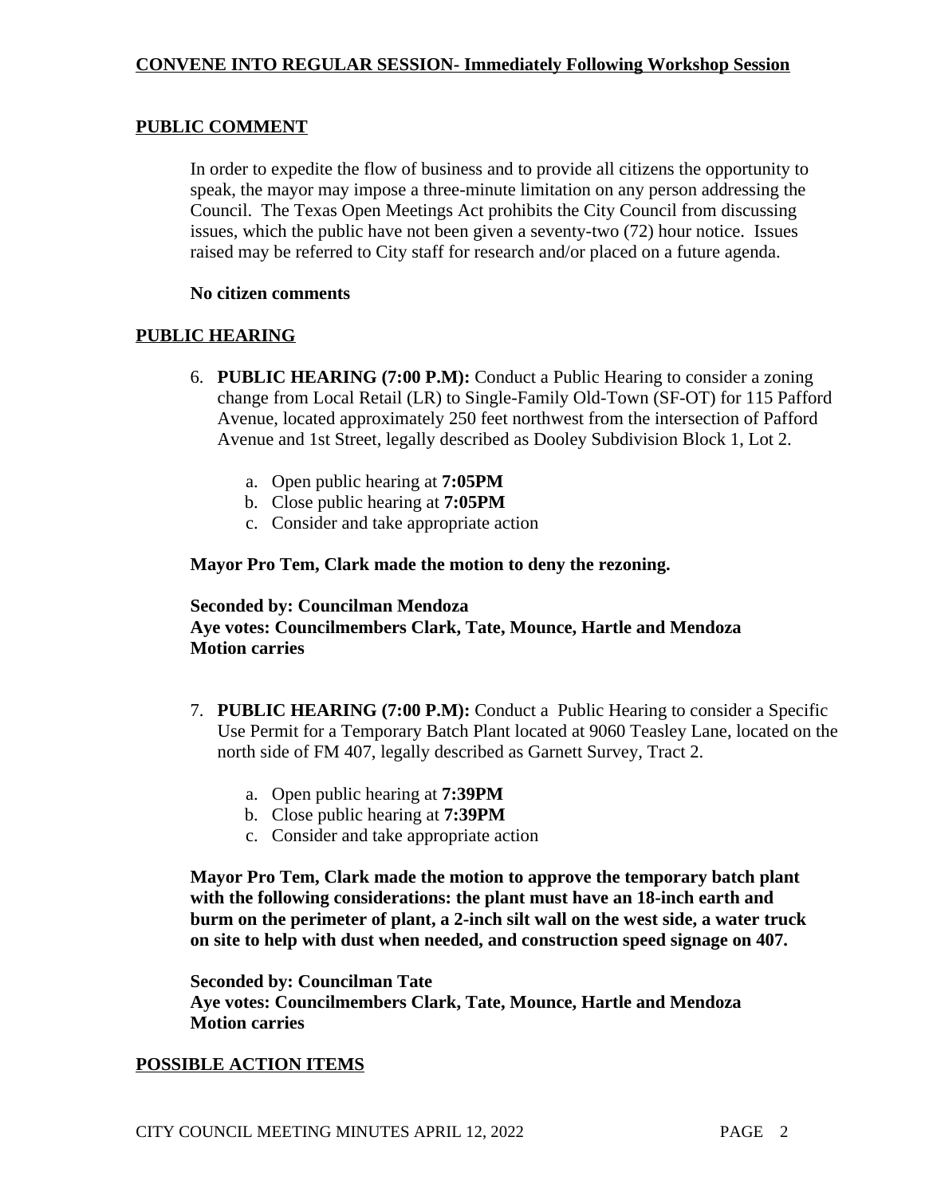## **CONVENE INTO REGULAR SESSION- Immediately Following Workshop Session**

## **PUBLIC COMMENT**

In order to expedite the flow of business and to provide all citizens the opportunity to speak, the mayor may impose a three-minute limitation on any person addressing the Council. The Texas Open Meetings Act prohibits the City Council from discussing issues, which the public have not been given a seventy-two (72) hour notice. Issues raised may be referred to City staff for research and/or placed on a future agenda.

**No citizen comments**

## **PUBLIC HEARING**

6. **PUBLIC HEARING (7:00 P.M):** Conduct a Public Hearing to consider a zoning change from Local Retail (LR) to Single-Family Old-Town (SF-OT) for 115 Pafford Avenue, located approximately 250 feet northwest from the intersection of Pafford Avenue and 1st Street, legally described as Dooley Subdivision Block 1, Lot 2.

   a. Open public hearing at **7:05PM**
   b. Close public hearing at **7:05PM**
   c. Consider and take appropriate action

**Mayor Pro Tem, Clark made the motion to deny the rezoning.**

**Seconded by: Councilman Mendoza**
**Aye votes: Councilmembers Clark, Tate, Mounce, Hartle and Mendoza**
**Motion carries**

7. **PUBLIC HEARING (7:00 P.M):** Conduct a Public Hearing to consider a Specific Use Permit for a Temporary Batch Plant located at 9060 Teasley Lane, located on the north side of FM 407, legally described as Garnett Survey, Tract 2.

   a. Open public hearing at **7:39PM**
   b. Close public hearing at **7:39PM**
   c. Consider and take appropriate action

**Mayor Pro Tem, Clark made the motion to approve the temporary batch plant with the following considerations: the plant must have an 18-inch earth and burm on the perimeter of plant, a 2-inch silt wall on the west side, a water truck on site to help with dust when needed, and construction speed signage on 407.**

**Seconded by: Councilman Tate**
**Aye votes: Councilmembers Clark, Tate, Mounce, Hartle and Mendoza**
**Motion carries**

## **POSSIBLE ACTION ITEMS**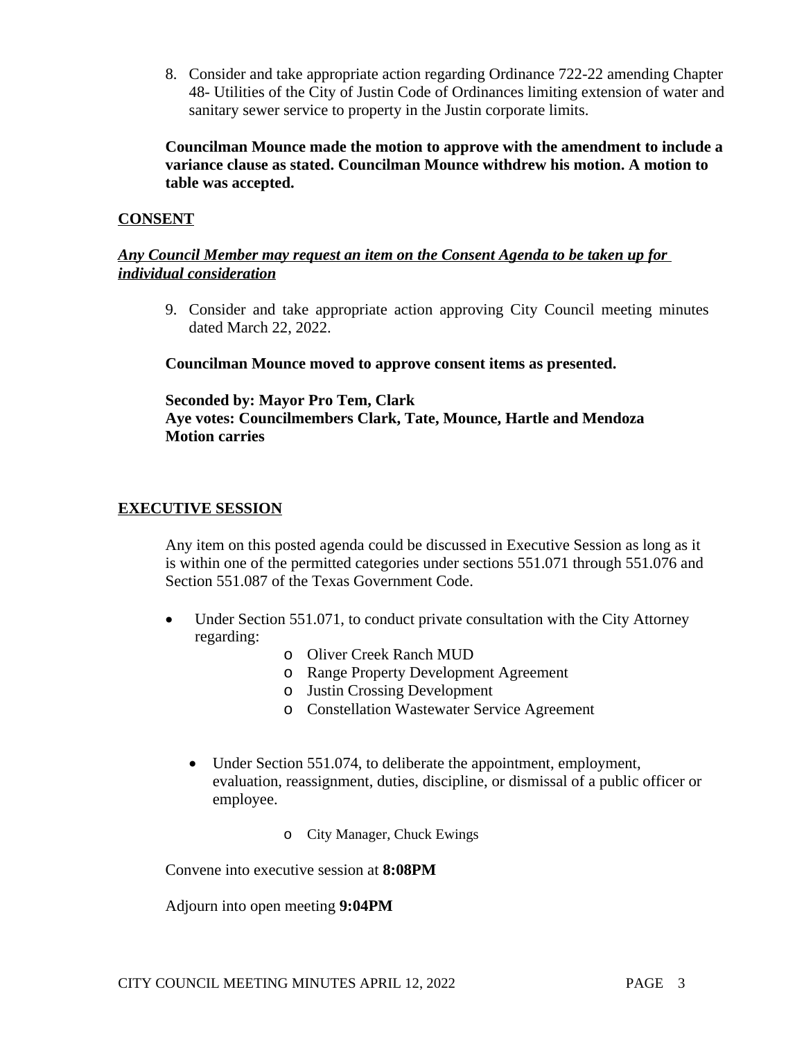8. Consider and take appropriate action regarding Ordinance 722-22 amending Chapter 48- Utilities of the City of Justin Code of Ordinances limiting extension of water and sanitary sewer service to property in the Justin corporate limits.

**Councilman Mounce made the motion to approve with the amendment to include a variance clause as stated. Councilman Mounce withdrew his motion. A motion to table was accepted.**

**CONSENT**

***Any Council Member may request an item on the Consent Agenda to be taken up for individual consideration***

9. Consider and take appropriate action approving City Council meeting minutes dated March 22, 2022.

**Councilman Mounce moved to approve consent items as presented.**

**Seconded by: Mayor Pro Tem, Clark**
**Aye votes: Councilmembers Clark, Tate, Mounce, Hartle and Mendoza**
**Motion carries**

**EXECUTIVE SESSION**

Any item on this posted agenda could be discussed in Executive Session as long as it is within one of the permitted categories under sections 551.071 through 551.076 and Section 551.087 of the Texas Government Code.

- Under Section 551.071, to conduct private consultation with the City Attorney regarding:
  - Oliver Creek Ranch MUD
  - Range Property Development Agreement
  - Justin Crossing Development
  - Constellation Wastewater Service Agreement

- Under Section 551.074, to deliberate the appointment, employment, evaluation, reassignment, duties, discipline, or dismissal of a public officer or employee.
  - City Manager, Chuck Ewings

Convene into executive session at **8:08PM**

Adjourn into open meeting **9:04PM**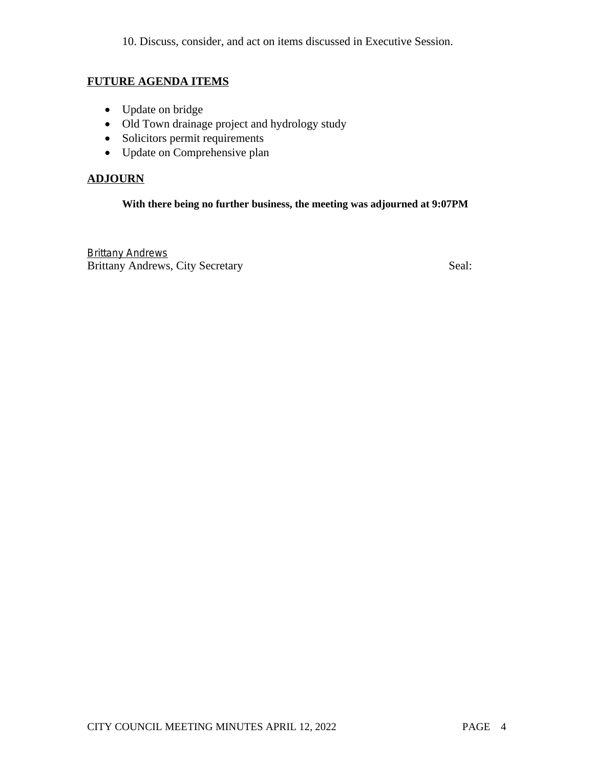10. Discuss, consider, and act on items discussed in Executive Session.

## FUTURE AGENDA ITEMS

- Update on bridge
- Old Town drainage project and hydrology study
- Solicitors permit requirements
- Update on Comprehensive plan

## ADJOURN

**With there being no further business, the meeting was adjourned at 9:07PM**

*Brittany Andrews*
Brittany Andrews, City Secretary

Seal: